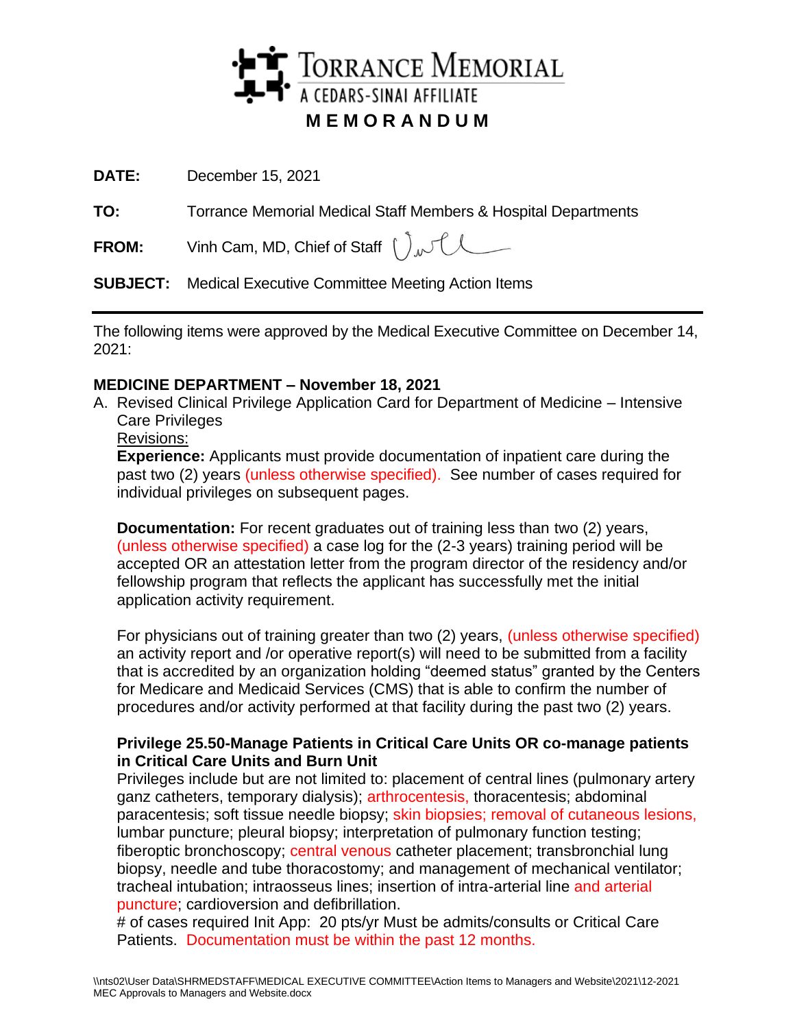# TORRANCE MEMORIAL
A CEDARS-SINAI AFFILIATE

## MEMORANDUM

**DATE:** December 15, 2021

**TO:** Torrance Memorial Medical Staff Members & Hospital Departments

**FROM:** Vinh Cam, MD, Chief of Staff

**SUBJECT:** Medical Executive Committee Meeting Action Items

---

The following items were approved by the Medical Executive Committee on December 14, 2021:

**MEDICINE DEPARTMENT – November 18, 2021**

A. Revised Clinical Privilege Application Card for Department of Medicine – Intensive Care Privileges

Revisions:

**Experience:** Applicants must provide documentation of inpatient care during the past two (2) years (unless otherwise specified). See number of cases required for individual privileges on subsequent pages.

**Documentation:** For recent graduates out of training less than two (2) years, (unless otherwise specified) a case log for the (2-3 years) training period will be accepted OR an attestation letter from the program director of the residency and/or fellowship program that reflects the applicant has successfully met the initial application activity requirement.

For physicians out of training greater than two (2) years, (unless otherwise specified) an activity report and /or operative report(s) will need to be submitted from a facility that is accredited by an organization holding "deemed status" granted by the Centers for Medicare and Medicaid Services (CMS) that is able to confirm the number of procedures and/or activity performed at that facility during the past two (2) years.

**Privilege 25.50-Manage Patients in Critical Care Units OR co-manage patients in Critical Care Units and Burn Unit**

Privileges include but are not limited to: placement of central lines (pulmonary artery ganz catheters, temporary dialysis); arthrocentesis, thoracentesis; abdominal paracentesis; soft tissue needle biopsy; skin biopsies; removal of cutaneous lesions, lumbar puncture; pleural biopsy; interpretation of pulmonary function testing; fiberoptic bronchoscopy; central venous catheter placement; transbronchial lung biopsy, needle and tube thoracostomy; and management of mechanical ventilator; tracheal intubation; intraosseus lines; insertion of intra-arterial line and arterial puncture; cardioversion and defibrillation.

# of cases required Init App: 20 pts/yr Must be admits/consults or Critical Care Patients. Documentation must be within the past 12 months.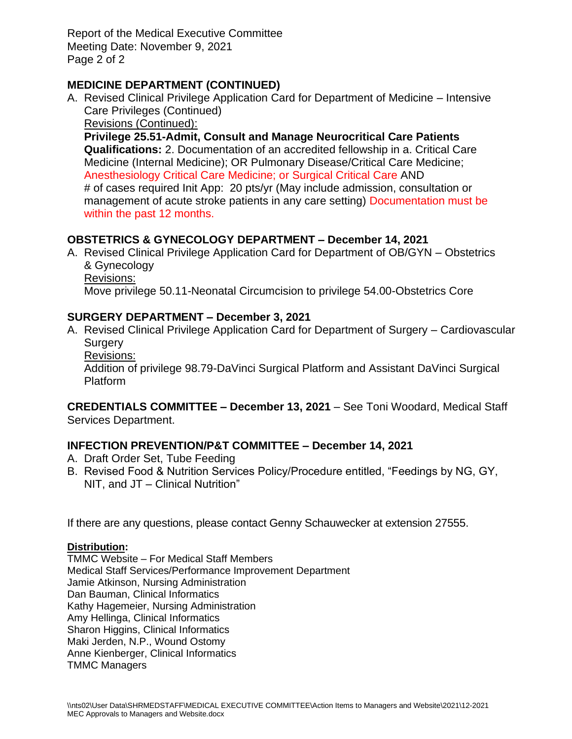## MEDICINE DEPARTMENT (CONTINUED)

A. Revised Clinical Privilege Application Card for Department of Medicine – Intensive Care Privileges (Continued)
   Revisions (Continued):
   **Privilege 25.51-Admit, Consult and Manage Neurocritical Care Patients**
   **Qualifications:** 2. Documentation of an accredited fellowship in a. Critical Care Medicine (Internal Medicine); OR Pulmonary Disease/Critical Care Medicine; Anesthesiology Critical Care Medicine; or Surgical Critical Care AND
   # of cases required Init App: 20 pts/yr (May include admission, consultation or management of acute stroke patients in any care setting) Documentation must be within the past 12 months.

## OBSTETRICS & GYNECOLOGY DEPARTMENT – December 14, 2021

A. Revised Clinical Privilege Application Card for Department of OB/GYN – Obstetrics & Gynecology
   Revisions:
   Move privilege 50.11-Neonatal Circumcision to privilege 54.00-Obstetrics Core

## SURGERY DEPARTMENT – December 3, 2021

A. Revised Clinical Privilege Application Card for Department of Surgery – Cardiovascular Surgery
   Revisions:
   Addition of privilege 98.79-DaVinci Surgical Platform and Assistant DaVinci Surgical Platform

**CREDENTIALS COMMITTEE – December 13, 2021** – See Toni Woodard, Medical Staff Services Department.

## INFECTION PREVENTION/P&T COMMITTEE – December 14, 2021

A. Draft Order Set, Tube Feeding
B. Revised Food & Nutrition Services Policy/Procedure entitled, "Feedings by NG, GY, NIT, and JT – Clinical Nutrition"

If there are any questions, please contact Genny Schauwecker at extension 27555.

**Distribution:**
TMMC Website – For Medical Staff Members
Medical Staff Services/Performance Improvement Department
Jamie Atkinson, Nursing Administration
Dan Bauman, Clinical Informatics
Kathy Hagemeier, Nursing Administration
Amy Hellinga, Clinical Informatics
Sharon Higgins, Clinical Informatics
Maki Jerden, N.P., Wound Ostomy
Anne Kienberger, Clinical Informatics
TMMC Managers

\\nts02\User Data\SHRMEDSTAFF\MEDICAL EXECUTIVE COMMITTEE\Action Items to Managers and Website\2021\12-2021 MEC Approvals to Managers and Website.docx